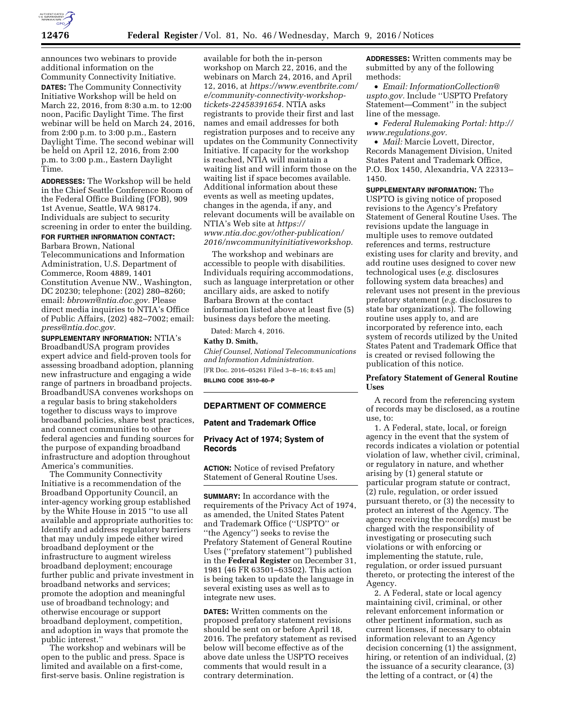announces two webinars to provide additional information on the Community Connectivity Initiative.

**DATES:** The Community Connectivity Initiative Workshop will be held on March 22, 2016, from 8:30 a.m. to 12:00 noon, Pacific Daylight Time. The first webinar will be held on March 24, 2016, from 2:00 p.m. to 3:00 p.m., Eastern Daylight Time. The second webinar will be held on April 12, 2016, from 2:00 p.m. to 3:00 p.m., Eastern Daylight Time.

**ADDRESSES:** The Workshop will be held in the Chief Seattle Conference Room of the Federal Office Building (FOB), 909 1st Avenue, Seattle, WA 98174. Individuals are subject to security screening in order to enter the building.

**FOR FURTHER INFORMATION CONTACT:** Barbara Brown, National Telecommunications and Information Administration, U.S. Department of Commerce, Room 4889, 1401 Constitution Avenue NW., Washington, DC 20230; telephone: (202) 280–8260; email: *bbrown@ntia.doc.gov.* Please direct media inquiries to NTIA's Office of Public Affairs, (202) 482–7002; email: *press@ntia.doc.gov.*

**SUPPLEMENTARY INFORMATION:** NTIA's BroadbandUSA program provides expert advice and field-proven tools for assessing broadband adoption, planning new infrastructure and engaging a wide range of partners in broadband projects. BroadbandUSA convenes workshops on a regular basis to bring stakeholders together to discuss ways to improve broadband policies, share best practices, and connect communities to other federal agencies and funding sources for the purpose of expanding broadband infrastructure and adoption throughout America's communities.

The Community Connectivity Initiative is a recommendation of the Broadband Opportunity Council, an inter-agency working group established by the White House in 2015 ''to use all available and appropriate authorities to: Identify and address regulatory barriers that may unduly impede either wired broadband deployment or the infrastructure to augment wireless broadband deployment; encourage further public and private investment in broadband networks and services; promote the adoption and meaningful use of broadband technology; and otherwise encourage or support broadband deployment, competition, and adoption in ways that promote the public interest.''

The workshop and webinars will be open to the public and press. Space is limited and available on a first-come, first-serve basis. Online registration is available for both the in-person workshop on March 22, 2016, and the webinars on March 24, 2016, and April 12, 2016, at *https://www.eventbrite.com/e/community-connectivity-workshop-tickets-22458391654.* NTIA asks registrants to provide their first and last names and email addresses for both registration purposes and to receive any updates on the Community Connectivity Initiative. If capacity for the workshop is reached, NTIA will maintain a waiting list and will inform those on the waiting list if space becomes available. Additional information about these events as well as meeting updates, changes in the agenda, if any, and relevant documents will be available on NTIA's Web site at *https://www.ntia.doc.gov/other-publication/2016/nwcommunityinitiativeworkshop.*

The workshop and webinars are accessible to people with disabilities. Individuals requiring accommodations, such as language interpretation or other ancillary aids, are asked to notify Barbara Brown at the contact information listed above at least five (5) business days before the meeting.

Dated: March 4, 2016.

**Kathy D. Smith,**

*Chief Counsel, National Telecommunications and Information Administration.*

[FR Doc. 2016–05261 Filed 3–8–16; 8:45 am]

**BILLING CODE 3510–60–P**

## DEPARTMENT OF COMMERCE

### Patent and Trademark Office

### Privacy Act of 1974; System of Records

**ACTION:** Notice of revised Prefatory Statement of General Routine Uses.

**SUMMARY:** In accordance with the requirements of the Privacy Act of 1974, as amended, the United States Patent and Trademark Office (''USPTO'' or ''the Agency'') seeks to revise the Prefatory Statement of General Routine Uses (''prefatory statement'') published in the **Federal Register** on December 31, 1981 (46 FR 63501–63502). This action is being taken to update the language in several existing uses as well as to integrate new uses.

**DATES:** Written comments on the proposed prefatory statement revisions should be sent on or before April 18, 2016. The prefatory statement as revised below will become effective as of the above date unless the USPTO receives comments that would result in a contrary determination.

**ADDRESSES:** Written comments may be submitted by any of the following methods:

- *Email: InformationCollection@uspto.gov.* Include ''USPTO Prefatory Statement—Comment'' in the subject line of the message.
- *Federal Rulemaking Portal: http://www.regulations.gov.*
- *Mail:* Marcie Lovett, Director, Records Management Division, United States Patent and Trademark Office, P.O. Box 1450, Alexandria, VA 22313–1450.

**SUPPLEMENTARY INFORMATION:** The USPTO is giving notice of proposed revisions to the Agency's Prefatory Statement of General Routine Uses. The revisions update the language in multiple uses to remove outdated references and terms, restructure existing uses for clarity and brevity, and add routine uses designed to cover new technological uses (*e.g.* disclosures following system data breaches) and relevant uses not present in the previous prefatory statement (*e.g.* disclosures to state bar organizations). The following routine uses apply to, and are incorporated by reference into, each system of records utilized by the United States Patent and Trademark Office that is created or revised following the publication of this notice.

#### Prefatory Statement of General Routine Uses

A record from the referencing system of records may be disclosed, as a routine use, to:

1. A Federal, state, local, or foreign agency in the event that the system of records indicates a violation or potential violation of law, whether civil, criminal, or regulatory in nature, and whether arising by (1) general statute or particular program statute or contract, (2) rule, regulation, or order issued pursuant thereto, or (3) the necessity to protect an interest of the Agency. The agency receiving the record(s) must be charged with the responsibility of investigating or prosecuting such violations or with enforcing or implementing the statute, rule, regulation, or order issued pursuant thereto, or protecting the interest of the Agency.

2. A Federal, state or local agency maintaining civil, criminal, or other relevant enforcement information or other pertinent information, such as current licenses, if necessary to obtain information relevant to an Agency decision concerning (1) the assignment, hiring, or retention of an individual, (2) the issuance of a security clearance, (3) the letting of a contract, or (4) the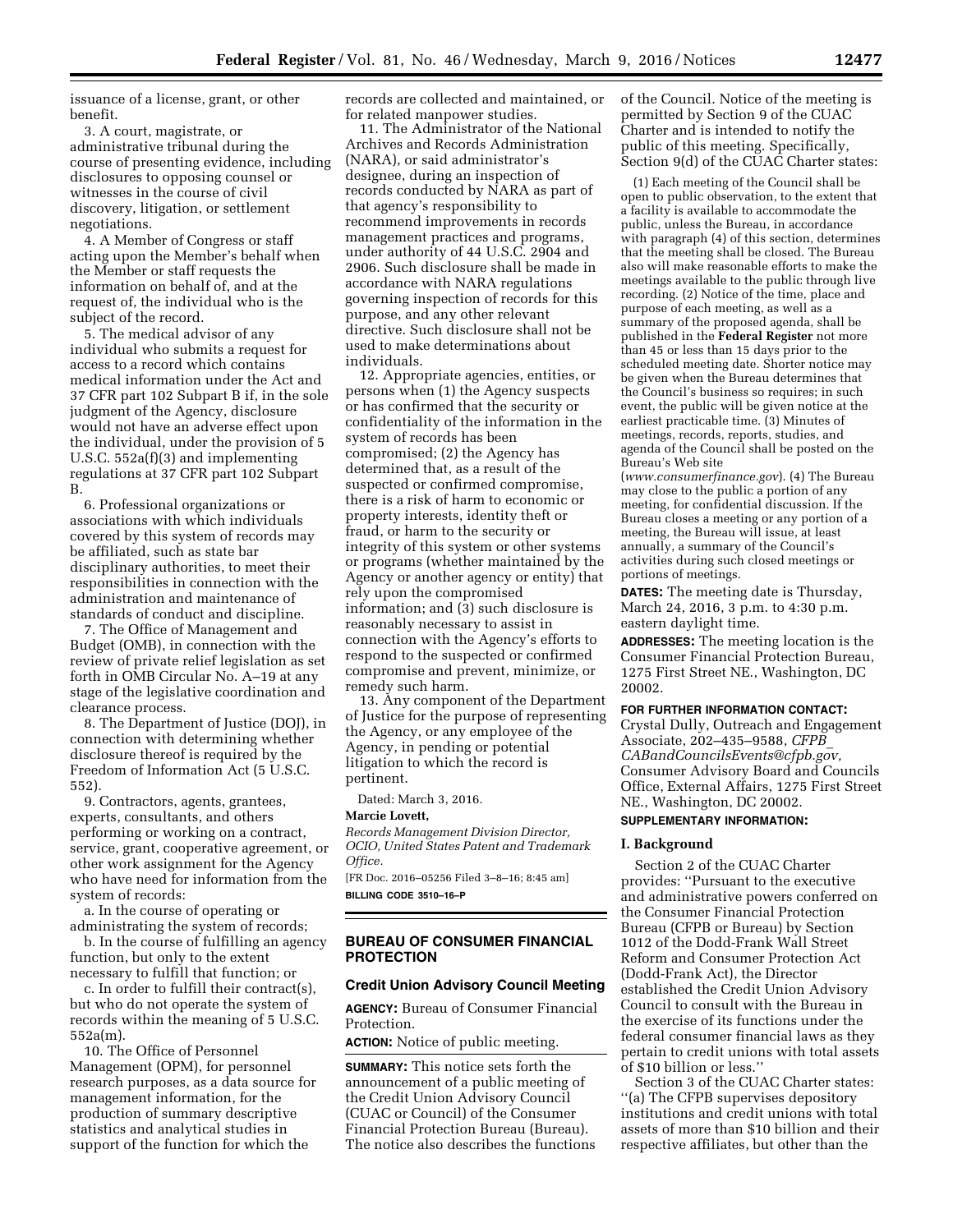issuance of a license, grant, or other benefit.

3. A court, magistrate, or administrative tribunal during the course of presenting evidence, including disclosures to opposing counsel or witnesses in the course of civil discovery, litigation, or settlement negotiations.

4. A Member of Congress or staff acting upon the Member's behalf when the Member or staff requests the information on behalf of, and at the request of, the individual who is the subject of the record.

5. The medical advisor of any individual who submits a request for access to a record which contains medical information under the Act and 37 CFR part 102 Subpart B if, in the sole judgment of the Agency, disclosure would not have an adverse effect upon the individual, under the provision of 5 U.S.C. 552a(f)(3) and implementing regulations at 37 CFR part 102 Subpart B.

6. Professional organizations or associations with which individuals covered by this system of records may be affiliated, such as state bar disciplinary authorities, to meet their responsibilities in connection with the administration and maintenance of standards of conduct and discipline.

7. The Office of Management and Budget (OMB), in connection with the review of private relief legislation as set forth in OMB Circular No. A–19 at any stage of the legislative coordination and clearance process.

8. The Department of Justice (DOJ), in connection with determining whether disclosure thereof is required by the Freedom of Information Act (5 U.S.C. 552).

9. Contractors, agents, grantees, experts, consultants, and others performing or working on a contract, service, grant, cooperative agreement, or other work assignment for the Agency who have need for information from the system of records:

a. In the course of operating or administrating the system of records;

b. In the course of fulfilling an agency function, but only to the extent necessary to fulfill that function; or

c. In order to fulfill their contract(s), but who do not operate the system of records within the meaning of 5 U.S.C. 552a(m).

10. The Office of Personnel Management (OPM), for personnel research purposes, as a data source for management information, for the production of summary descriptive statistics and analytical studies in support of the function for which the records are collected and maintained, or for related manpower studies.

11. The Administrator of the National Archives and Records Administration (NARA), or said administrator's designee, during an inspection of records conducted by NARA as part of that agency's responsibility to recommend improvements in records management practices and programs, under authority of 44 U.S.C. 2904 and 2906. Such disclosure shall be made in accordance with NARA regulations governing inspection of records for this purpose, and any other relevant directive. Such disclosure shall not be used to make determinations about individuals.

12. Appropriate agencies, entities, or persons when (1) the Agency suspects or has confirmed that the security or confidentiality of the information in the system of records has been compromised; (2) the Agency has determined that, as a result of the suspected or confirmed compromise, there is a risk of harm to economic or property interests, identity theft or fraud, or harm to the security or integrity of this system or other systems or programs (whether maintained by the Agency or another agency or entity) that rely upon the compromised information; and (3) such disclosure is reasonably necessary to assist in connection with the Agency's efforts to respond to the suspected or confirmed compromise and prevent, minimize, or remedy such harm.

13. Any component of the Department of Justice for the purpose of representing the Agency, or any employee of the Agency, in pending or potential litigation to which the record is pertinent.

Dated: March 3, 2016.

**Marcie Lovett,**

*Records Management Division Director, OCIO, United States Patent and Trademark Office.*

[FR Doc. 2016–05256 Filed 3–8–16; 8:45 am]

**BILLING CODE 3510–16–P**

## BUREAU OF CONSUMER FINANCIAL PROTECTION

### Credit Union Advisory Council Meeting

**AGENCY:** Bureau of Consumer Financial Protection.

**ACTION:** Notice of public meeting.

**SUMMARY:** This notice sets forth the announcement of a public meeting of the Credit Union Advisory Council (CUAC or Council) of the Consumer Financial Protection Bureau (Bureau). The notice also describes the functions of the Council. Notice of the meeting is permitted by Section 9 of the CUAC Charter and is intended to notify the public of this meeting. Specifically, Section 9(d) of the CUAC Charter states:

(1) Each meeting of the Council shall be open to public observation, to the extent that a facility is available to accommodate the public, unless the Bureau, in accordance with paragraph (4) of this section, determines that the meeting shall be closed. The Bureau also will make reasonable efforts to make the meetings available to the public through live recording. (2) Notice of the time, place and purpose of each meeting, as well as a summary of the proposed agenda, shall be published in the **Federal Register** not more than 45 or less than 15 days prior to the scheduled meeting date. Shorter notice may be given when the Bureau determines that the Council's business so requires; in such event, the public will be given notice at the earliest practicable time. (3) Minutes of meetings, records, reports, studies, and agenda of the Council shall be posted on the Bureau's Web site (*www.consumerfinance.gov*). (4) The Bureau may close to the public a portion of any meeting, for confidential discussion. If the Bureau closes a meeting or any portion of a meeting, the Bureau will issue, at least annually, a summary of the Council's activities during such closed meetings or portions of meetings.

**DATES:** The meeting date is Thursday, March 24, 2016, 3 p.m. to 4:30 p.m. eastern daylight time.

**ADDRESSES:** The meeting location is the Consumer Financial Protection Bureau, 1275 First Street NE., Washington, DC 20002.

**FOR FURTHER INFORMATION CONTACT:** Crystal Dully, Outreach and Engagement Associate, 202–435–9588, *CFPB_CABandCouncilsEvents@cfpb.gov,* Consumer Advisory Board and Councils Office, External Affairs, 1275 First Street NE., Washington, DC 20002.

**SUPPLEMENTARY INFORMATION:**

### I. Background

Section 2 of the CUAC Charter provides: "Pursuant to the executive and administrative powers conferred on the Consumer Financial Protection Bureau (CFPB or Bureau) by Section 1012 of the Dodd-Frank Wall Street Reform and Consumer Protection Act (Dodd-Frank Act), the Director established the Credit Union Advisory Council to consult with the Bureau in the exercise of its functions under the federal consumer financial laws as they pertain to credit unions with total assets of $10 billion or less."

Section 3 of the CUAC Charter states: "(a) The CFPB supervises depository institutions and credit unions with total assets of more than $10 billion and their respective affiliates, but other than the